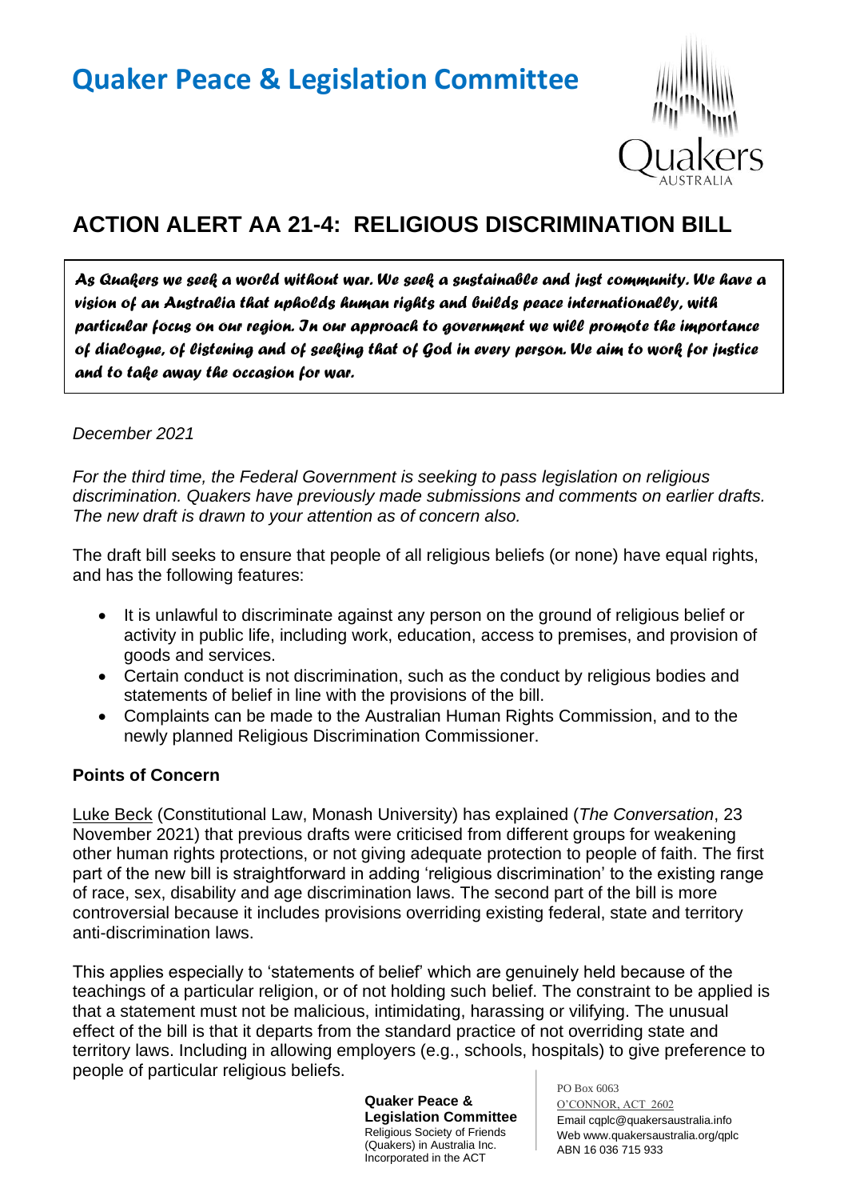# Quaker Peace & Legislation Committee

## ACTION ALERT AA 21-4: RELIGIOUS DISCRIMINATION BILL

> *As Quakers we seek a world without war. We seek a sustainable and just community. We have a vision of an Australia that upholds human rights and builds peace internationally, with particular focus on our region. In our approach to government we will promote the importance of dialogue, of listening and of seeking that of God in every person. We aim to work for justice and to take away the occasion for war.*

*December 2021*

*For the third time, the Federal Government is seeking to pass legislation on religious discrimination. Quakers have previously made submissions and comments on earlier drafts. The new draft is drawn to your attention as of concern also.*

The draft bill seeks to ensure that people of all religious beliefs (or none) have equal rights, and has the following features:

- It is unlawful to discriminate against any person on the ground of religious belief or activity in public life, including work, education, access to premises, and provision of goods and services.
- Certain conduct is not discrimination, such as the conduct by religious bodies and statements of belief in line with the provisions of the bill.
- Complaints can be made to the Australian Human Rights Commission, and to the newly planned Religious Discrimination Commissioner.

### Points of Concern

Luke Beck (Constitutional Law, Monash University) has explained (*The Conversation*, 23 November 2021) that previous drafts were criticised from different groups for weakening other human rights protections, or not giving adequate protection to people of faith. The first part of the new bill is straightforward in adding 'religious discrimination' to the existing range of race, sex, disability and age discrimination laws. The second part of the bill is more controversial because it includes provisions overriding existing federal, state and territory anti-discrimination laws.

This applies especially to 'statements of belief' which are genuinely held because of the teachings of a particular religion, or of not holding such belief. The constraint to be applied is that a statement must not be malicious, intimidating, harassing or vilifying. The unusual effect of the bill is that it departs from the standard practice of not overriding state and territory laws. Including in allowing employers (e.g., schools, hospitals) to give preference to people of particular religious beliefs.

**Quaker Peace & Legislation Committee**
Religious Society of Friends (Quakers) in Australia Inc.
Incorporated in the ACT

PO Box 6063
O'CONNOR, ACT 2602
Email cqplc@quakersaustralia.info
Web www.quakersaustralia.org/qplc
ABN 16 036 715 933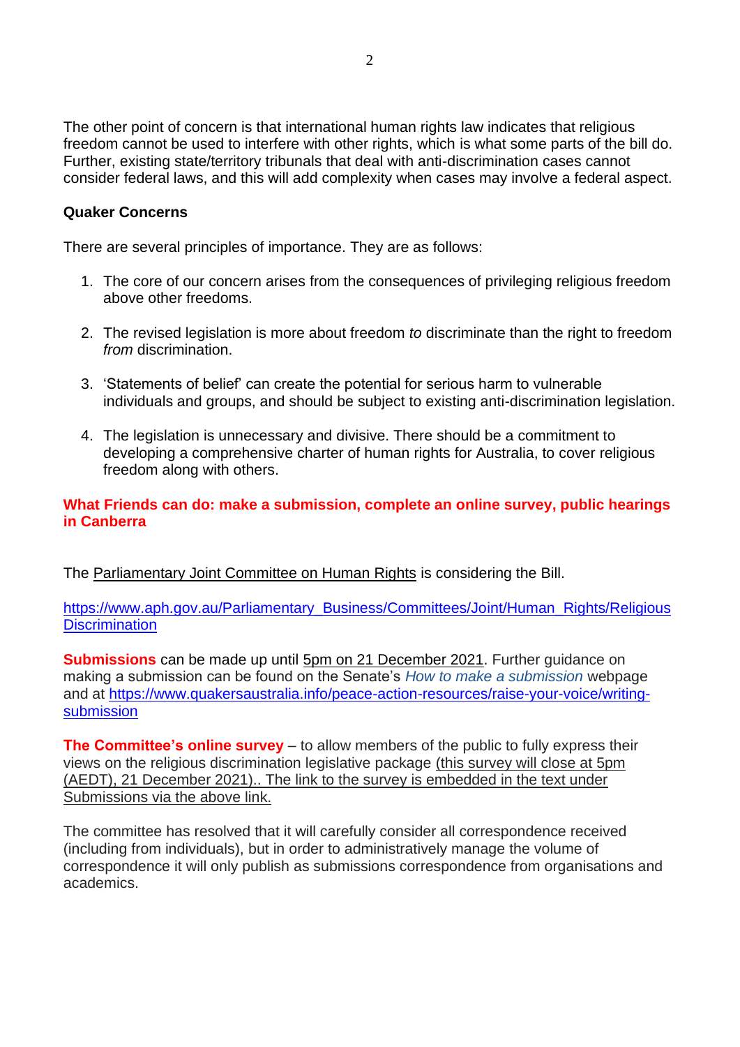The other point of concern is that international human rights law indicates that religious freedom cannot be used to interfere with other rights, which is what some parts of the bill do. Further, existing state/territory tribunals that deal with anti-discrimination cases cannot consider federal laws, and this will add complexity when cases may involve a federal aspect.

**Quaker Concerns**

There are several principles of importance. They are as follows:

1. The core of our concern arises from the consequences of privileging religious freedom above other freedoms.

2. The revised legislation is more about freedom *to* discriminate than the right to freedom *from* discrimination.

3. 'Statements of belief' can create the potential for serious harm to vulnerable individuals and groups, and should be subject to existing anti-discrimination legislation.

4. The legislation is unnecessary and divisive. There should be a commitment to developing a comprehensive charter of human rights for Australia, to cover religious freedom along with others.

**What Friends can do: make a submission, complete an online survey, public hearings in Canberra**

The Parliamentary Joint Committee on Human Rights is considering the Bill.

https://www.aph.gov.au/Parliamentary_Business/Committees/Joint/Human_Rights/ReligiousDiscrimination

**Submissions** can be made up until 5pm on 21 December 2021. Further guidance on making a submission can be found on the Senate's *How to make a submission* webpage and at https://www.quakersaustralia.info/peace-action-resources/raise-your-voice/writing-submission

**The Committee's online survey** – to allow members of the public to fully express their views on the religious discrimination legislative package (this survey will close at 5pm (AEDT), 21 December 2021).. The link to the survey is embedded in the text under Submissions via the above link.

The committee has resolved that it will carefully consider all correspondence received (including from individuals), but in order to administratively manage the volume of correspondence it will only publish as submissions correspondence from organisations and academics.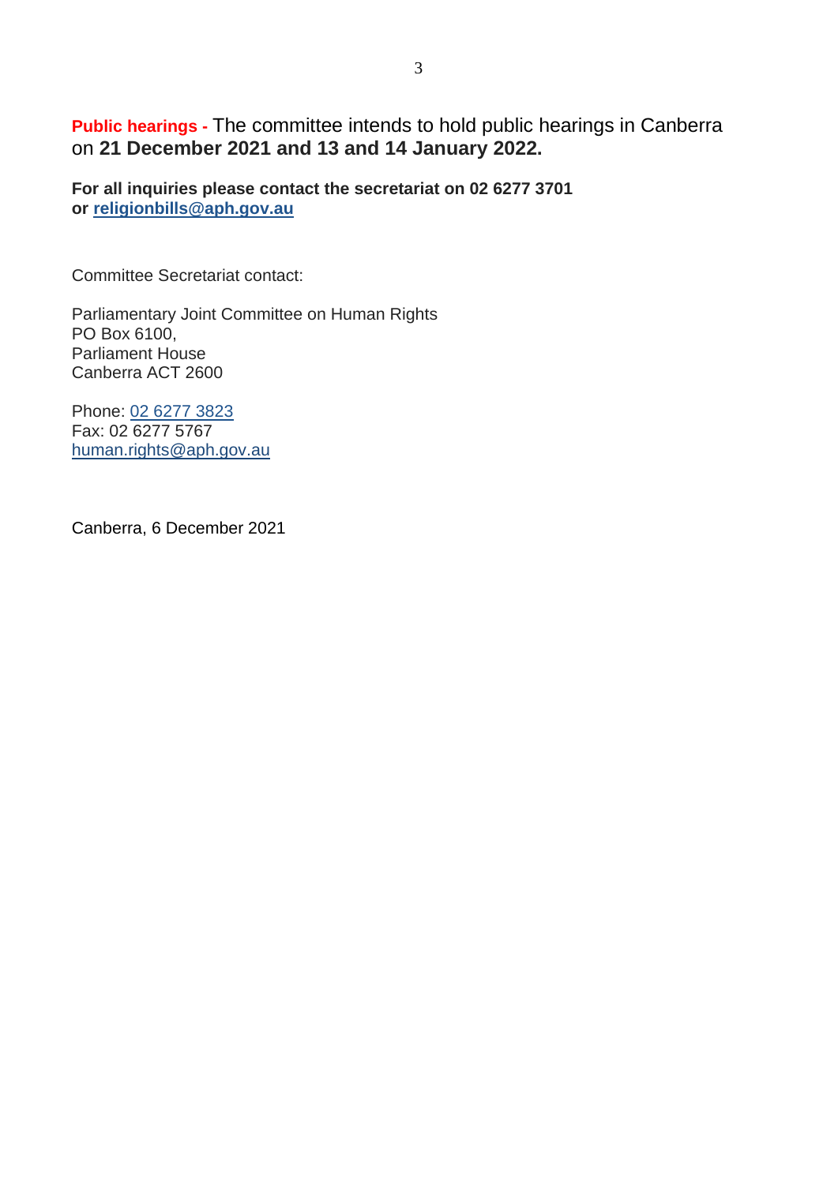**Public hearings -** The committee intends to hold public hearings in Canberra on **21 December 2021 and 13 and 14 January 2022.**

**For all inquiries please contact the secretariat on 02 6277 3701 or religionbills@aph.gov.au**

Committee Secretariat contact:

Parliamentary Joint Committee on Human Rights
PO Box 6100,
Parliament House
Canberra ACT 2600

Phone: 02 6277 3823
Fax: 02 6277 5767
human.rights@aph.gov.au

Canberra, 6 December 2021